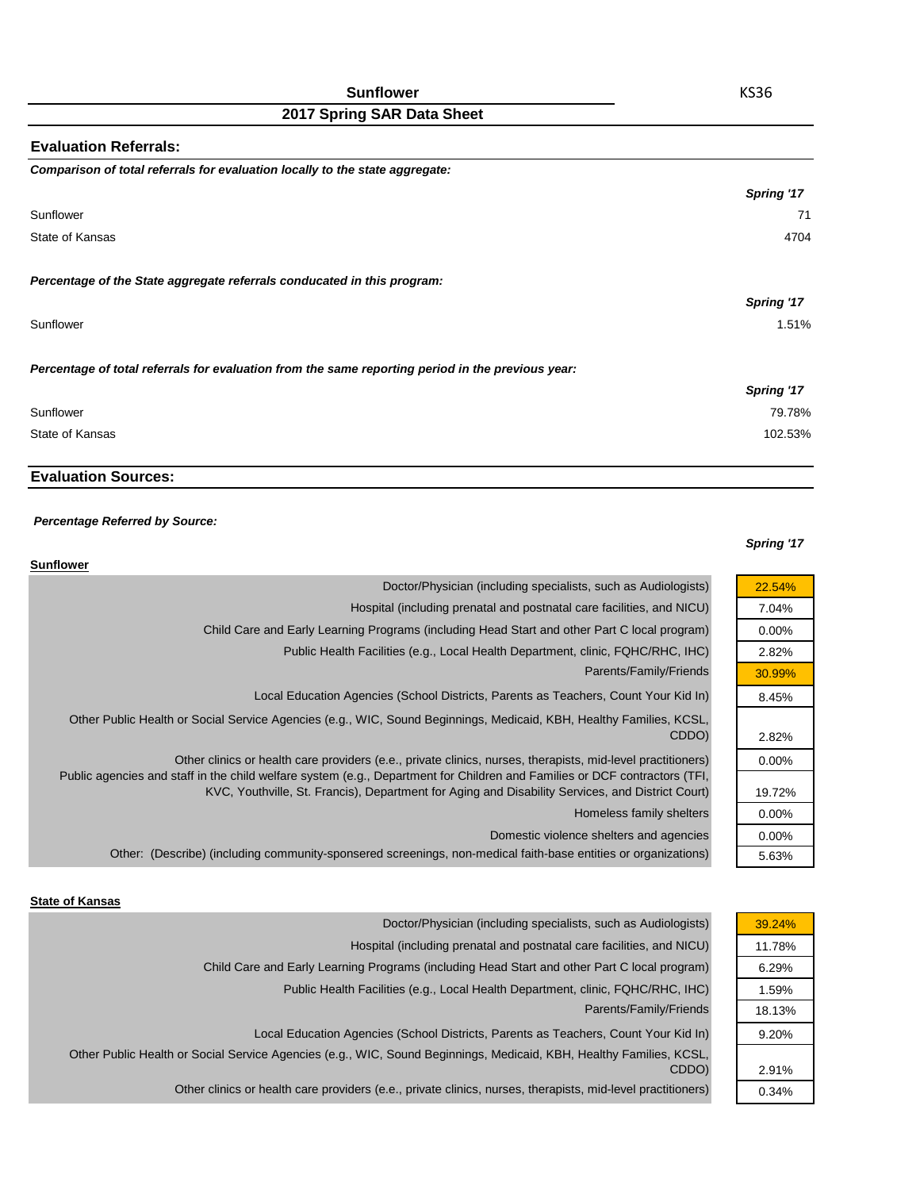# Sunflower

KS36

## 2017 Spring SAR Data Sheet

### Evaluation Referrals:

***Comparison of total referrals for evaluation locally to the state aggregate:***

| | Spring '17 |
|---|---|
| Sunflower | 71 |
| State of Kansas | 4704 |

***Percentage of the State aggregate referrals conducated in this program:***

| | Spring '17 |
|---|---|
| Sunflower | 1.51% |

***Percentage of total referrals for evaluation from the same reporting period in the previous year:***

| | Spring '17 |
|---|---|
| Sunflower | 79.78% |
| State of Kansas | 102.53% |

### Evaluation Sources:

***Percentage Referred by Source:***

**Sunflower**

| | Spring '17 |
|---|---|
| Doctor/Physician (including specialists, such as Audiologists) | 22.54% |
| Hospital (including prenatal and postnatal care facilities, and NICU) | 7.04% |
| Child Care and Early Learning Programs (including Head Start and other Part C local program) | 0.00% |
| Public Health Facilities (e.g., Local Health Department, clinic, FQHC/RHC, IHC) | 2.82% |
| Parents/Family/Friends | 30.99% |
| Local Education Agencies (School Districts, Parents as Teachers, Count Your Kid In) | 8.45% |
| Other Public Health or Social Service Agencies (e.g., WIC, Sound Beginnings, Medicaid, KBH, Healthy Families, KCSL, CDDO) | 2.82% |
| Other clinics or health care providers (e.g., private clinics, nurses, therapists, mid-level practitioners) | 0.00% |
| Public agencies and staff in the child welfare system (e.g., Department for Children and Families or DCF contractors (TFI, KVC, Youthville, St. Francis), Department for Aging and Disability Services, and District Court) | 19.72% |
| Homeless family shelters | 0.00% |
| Domestic violence shelters and agencies | 0.00% |
| Other: (Describe) (including community-sponsered screenings, non-medical faith-base entities or organizations) | 5.63% |

**State of Kansas**

| | Spring '17 |
|---|---|
| Doctor/Physician (including specialists, such as Audiologists) | 39.24% |
| Hospital (including prenatal and postnatal care facilities, and NICU) | 11.78% |
| Child Care and Early Learning Programs (including Head Start and other Part C local program) | 6.29% |
| Public Health Facilities (e.g., Local Health Department, clinic, FQHC/RHC, IHC) | 1.59% |
| Parents/Family/Friends | 18.13% |
| Local Education Agencies (School Districts, Parents as Teachers, Count Your Kid In) | 9.20% |
| Other Public Health or Social Service Agencies (e.g., WIC, Sound Beginnings, Medicaid, KBH, Healthy Families, KCSL, CDDO) | 2.91% |
| Other clinics or health care providers (e.g., private clinics, nurses, therapists, mid-level practitioners) | 0.34% |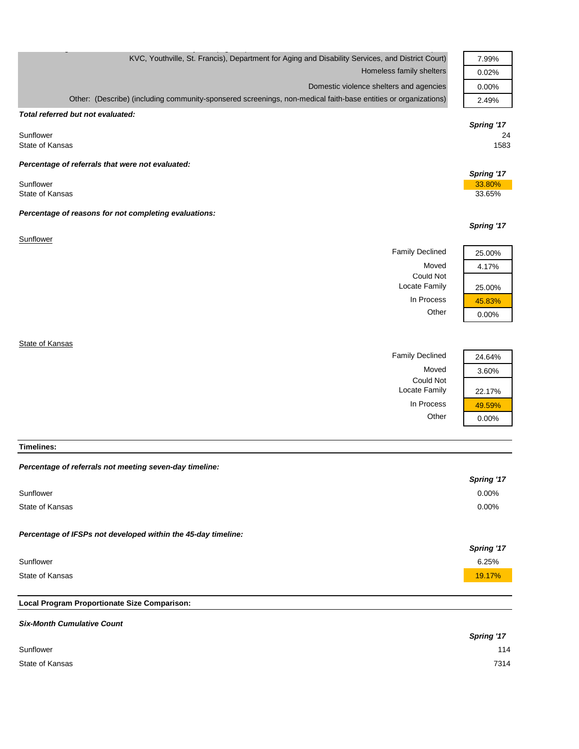| | |
|---|---|
| KVC, Youthville, St. Francis), Department for Aging and Disability Services, and District Court) | 7.99% |
| Homeless family shelters | 0.02% |
| Domestic violence shelters and agencies | 0.00% |
| Other: (Describe) (including community-sponsered screenings, non-medical faith-base entities or organizations) | 2.49% |

***Total referred but not evaluated:***

| | Spring '17 |
|---|---|
| Sunflower | 24 |
| State of Kansas | 1583 |

***Percentage of referrals that were not evaluated:***

| | Spring '17 |
|---|---|
| Sunflower | 33.80% |
| State of Kansas | 33.65% |

***Percentage of reasons for not completing evaluations:***

**Sunflower**

| | Spring '17 |
|---|---|
| Family Declined | 25.00% |
| Moved | 4.17% |
| Could Not Locate Family | 25.00% |
| In Process | 45.83% |
| Other | 0.00% |

**State of Kansas**

| | Spring '17 |
|---|---|
| Family Declined | 24.64% |
| Moved | 3.60% |
| Could Not Locate Family | 22.17% |
| In Process | 49.59% |
| Other | 0.00% |

## Timelines:

***Percentage of referrals not meeting seven-day timeline:***

| | Spring '17 |
|---|---|
| Sunflower | 0.00% |
| State of Kansas | 0.00% |

***Percentage of IFSPs not developed within the 45-day timeline:***

| | Spring '17 |
|---|---|
| Sunflower | 6.25% |
| State of Kansas | 19.17% |

## Local Program Proportionate Size Comparison:

***Six-Month Cumulative Count***

| | Spring '17 |
|---|---|
| Sunflower | 114 |
| State of Kansas | 7314 |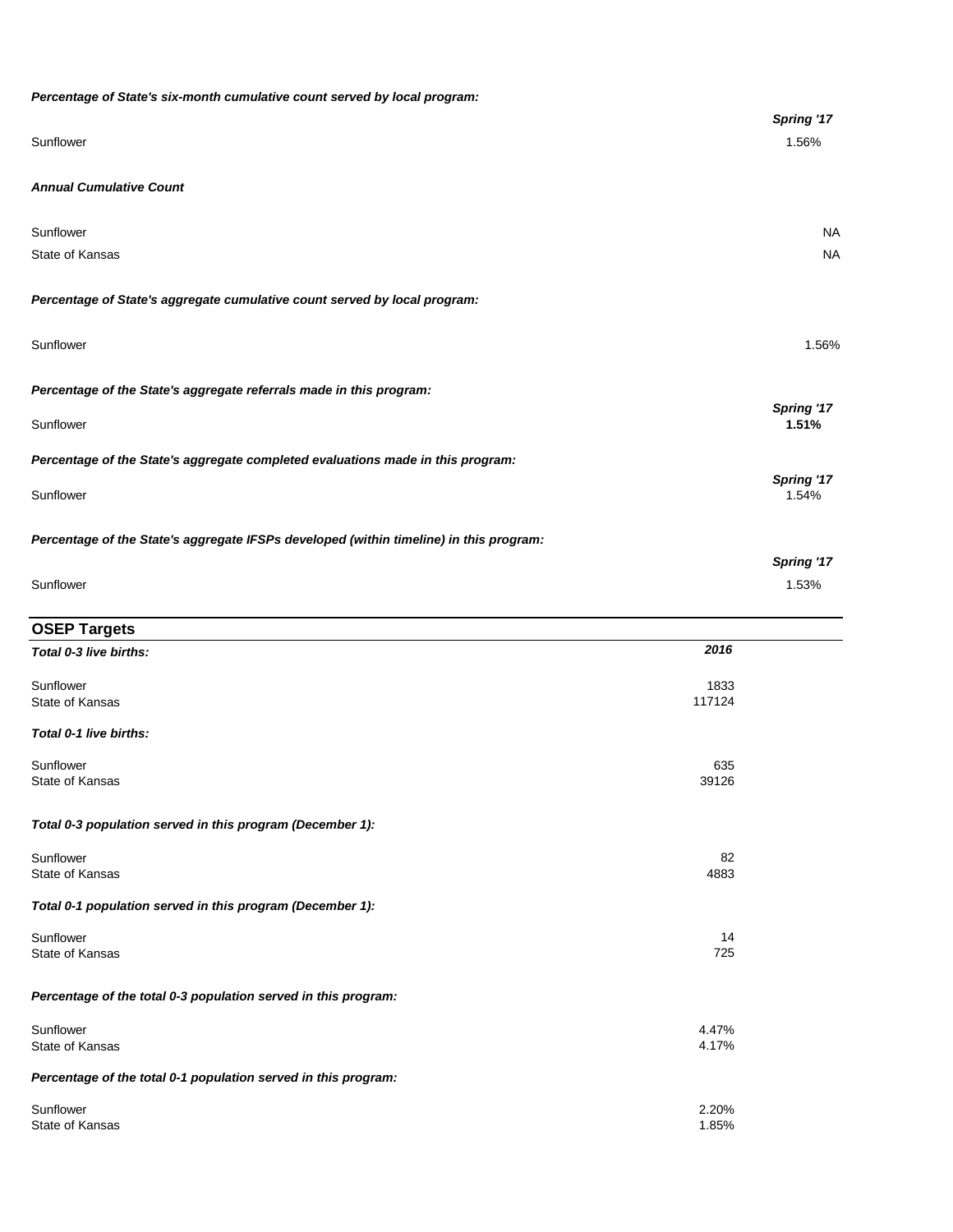***Percentage of State's six-month cumulative count served by local program:***

| | *Spring '17* |
|---|---|
| Sunflower | 1.56% |

***Annual Cumulative Count***

| | |
|---|---|
| Sunflower | NA |
| State of Kansas | NA |

***Percentage of State's aggregate cumulative count served by local program:***

| | |
|---|---|
| Sunflower | 1.56% |

***Percentage of the State's aggregate referrals made in this program:***

| | *Spring '17* |
|---|---|
| Sunflower | **1.51%** |

***Percentage of the State's aggregate completed evaluations made in this program:***

| | *Spring '17* |
|---|---|
| Sunflower | 1.54% |

***Percentage of the State's aggregate IFSPs developed (within timeline) in this program:***

| | *Spring '17* |
|---|---|
| Sunflower | 1.53% |

## OSEP Targets

***Total 0-3 live births:***

| | *2016* |
|---|---|
| Sunflower | 1833 |
| State of Kansas | 117124 |

***Total 0-1 live births:***

| | |
|---|---|
| Sunflower | 635 |
| State of Kansas | 39126 |

***Total 0-3 population served in this program (December 1):***

| | |
|---|---|
| Sunflower | 82 |
| State of Kansas | 4883 |

***Total 0-1 population served in this program (December 1):***

| | |
|---|---|
| Sunflower | 14 |
| State of Kansas | 725 |

***Percentage of the total 0-3 population served in this program:***

| | |
|---|---|
| Sunflower | 4.47% |
| State of Kansas | 4.17% |

***Percentage of the total 0-1 population served in this program:***

| | |
|---|---|
| Sunflower | 2.20% |
| State of Kansas | 1.85% |